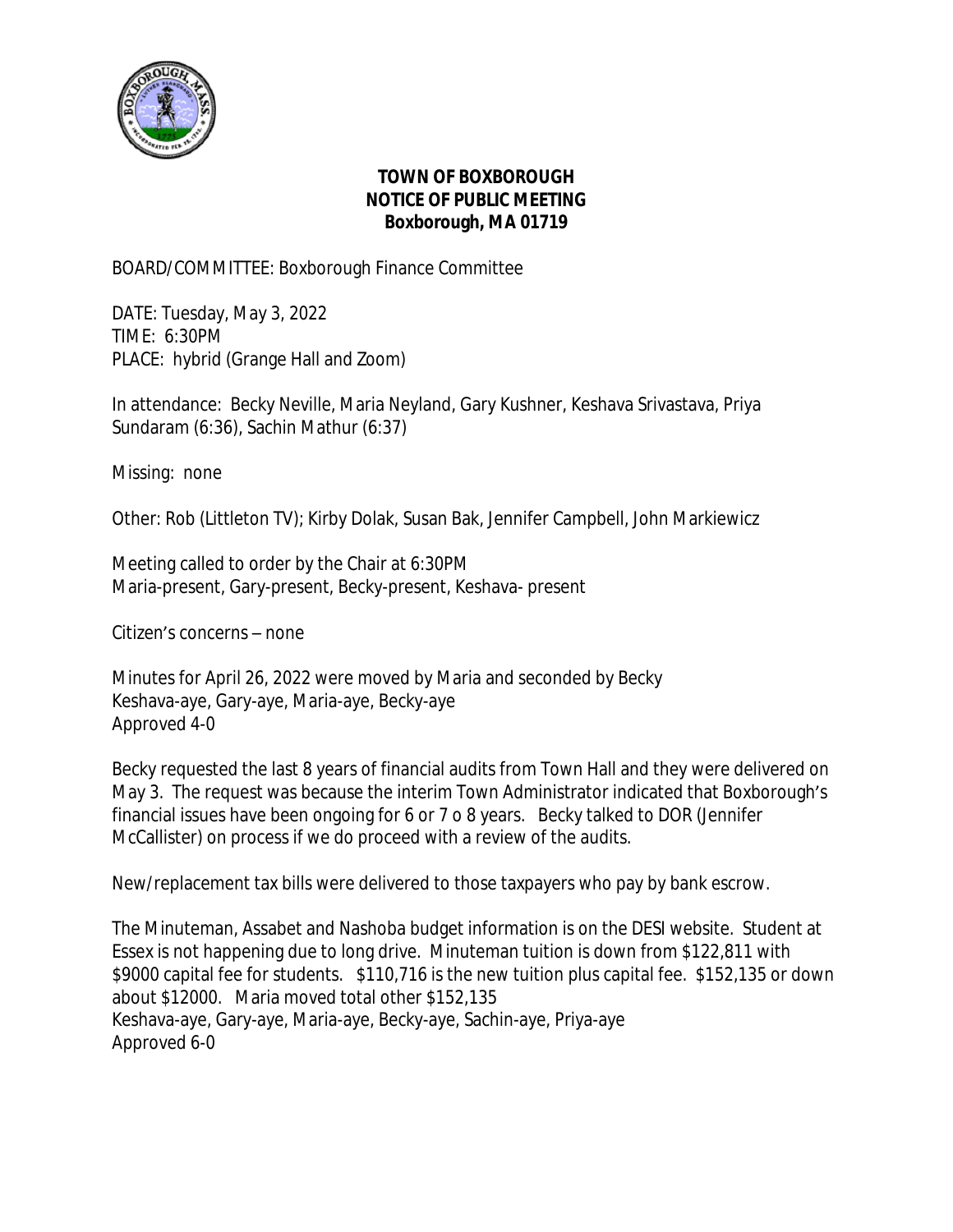**TOWN OF BOXBOROUGH**
**NOTICE OF PUBLIC MEETING**
**Boxborough, MA 01719**

BOARD/COMMITTEE: Boxborough Finance Committee

DATE: Tuesday, May 3, 2022
TIME: 6:30PM
PLACE: hybrid (Grange Hall and Zoom)

In attendance: Becky Neville, Maria Neyland, Gary Kushner, Keshava Srivastava, Priya Sundaram (6:36), Sachin Mathur (6:37)

Missing: none

Other: Rob (Littleton TV); Kirby Dolak, Susan Bak, Jennifer Campbell, John Markiewicz

Meeting called to order by the Chair at 6:30PM
Maria-present, Gary-present, Becky-present, Keshava- present

Citizen's concerns – none

Minutes for April 26, 2022 were moved by Maria and seconded by Becky
Keshava-aye, Gary-aye, Maria-aye, Becky-aye
Approved 4-0

Becky requested the last 8 years of financial audits from Town Hall and they were delivered on May 3. The request was because the interim Town Administrator indicated that Boxborough's financial issues have been ongoing for 6 or 7 o 8 years. Becky talked to DOR (Jennifer McCallister) on process if we do proceed with a review of the audits.

New/replacement tax bills were delivered to those taxpayers who pay by bank escrow.

The Minuteman, Assabet and Nashoba budget information is on the DESI website. Student at Essex is not happening due to long drive. Minuteman tuition is down from $122,811 with $9000 capital fee for students. $110,716 is the new tuition plus capital fee. $152,135 or down about $12000. Maria moved total other $152,135
Keshava-aye, Gary-aye, Maria-aye, Becky-aye, Sachin-aye, Priya-aye
Approved 6-0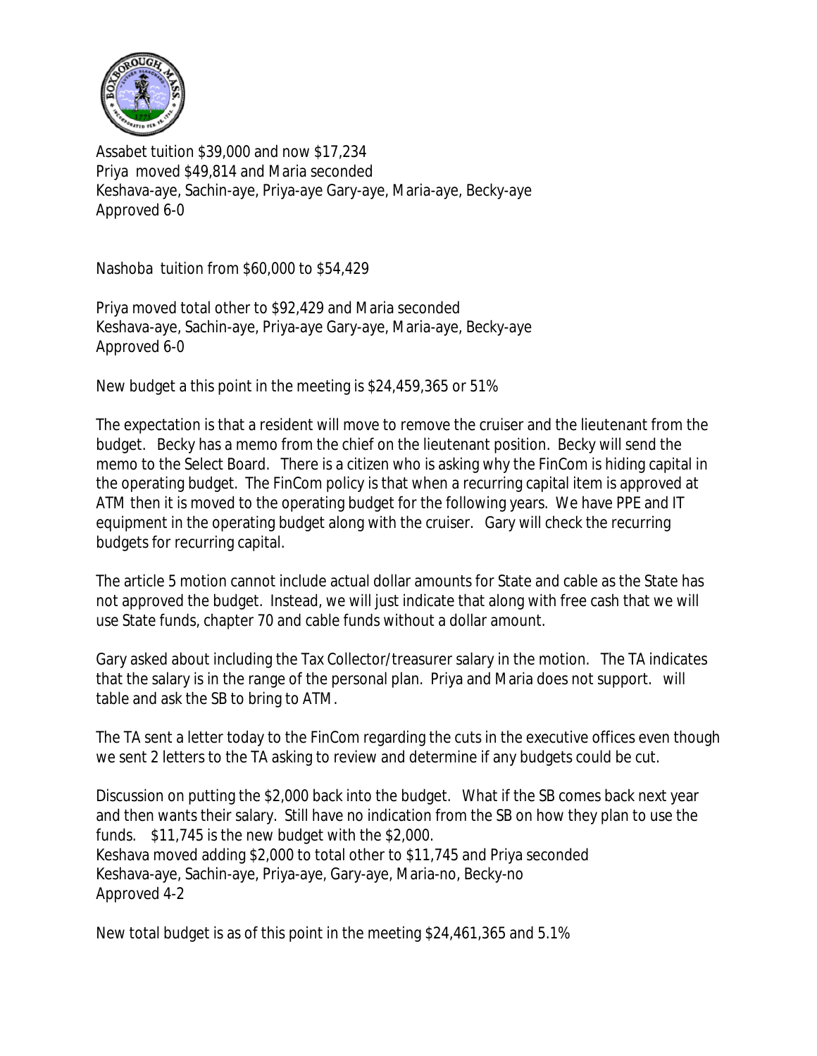Assabet tuition $39,000 and now $17,234
Priya moved $49,814 and Maria seconded
Keshava-aye, Sachin-aye, Priya-aye Gary-aye, Maria-aye, Becky-aye
Approved 6-0

Nashoba tuition from $60,000 to $54,429

Priya moved total other to $92,429 and Maria seconded
Keshava-aye, Sachin-aye, Priya-aye Gary-aye, Maria-aye, Becky-aye
Approved 6-0

New budget a this point in the meeting is $24,459,365 or 51%

The expectation is that a resident will move to remove the cruiser and the lieutenant from the budget. Becky has a memo from the chief on the lieutenant position. Becky will send the memo to the Select Board. There is a citizen who is asking why the FinCom is hiding capital in the operating budget. The FinCom policy is that when a recurring capital item is approved at ATM then it is moved to the operating budget for the following years. We have PPE and IT equipment in the operating budget along with the cruiser. Gary will check the recurring budgets for recurring capital.

The article 5 motion cannot include actual dollar amounts for State and cable as the State has not approved the budget. Instead, we will just indicate that along with free cash that we will use State funds, chapter 70 and cable funds without a dollar amount.

Gary asked about including the Tax Collector/treasurer salary in the motion. The TA indicates that the salary is in the range of the personal plan. Priya and Maria does not support. will table and ask the SB to bring to ATM.

The TA sent a letter today to the FinCom regarding the cuts in the executive offices even though we sent 2 letters to the TA asking to review and determine if any budgets could be cut.

Discussion on putting the $2,000 back into the budget. What if the SB comes back next year and then wants their salary. Still have no indication from the SB on how they plan to use the funds. $11,745 is the new budget with the $2,000.
Keshava moved adding $2,000 to total other to $11,745 and Priya seconded
Keshava-aye, Sachin-aye, Priya-aye, Gary-aye, Maria-no, Becky-no
Approved 4-2

New total budget is as of this point in the meeting $24,461,365 and 5.1%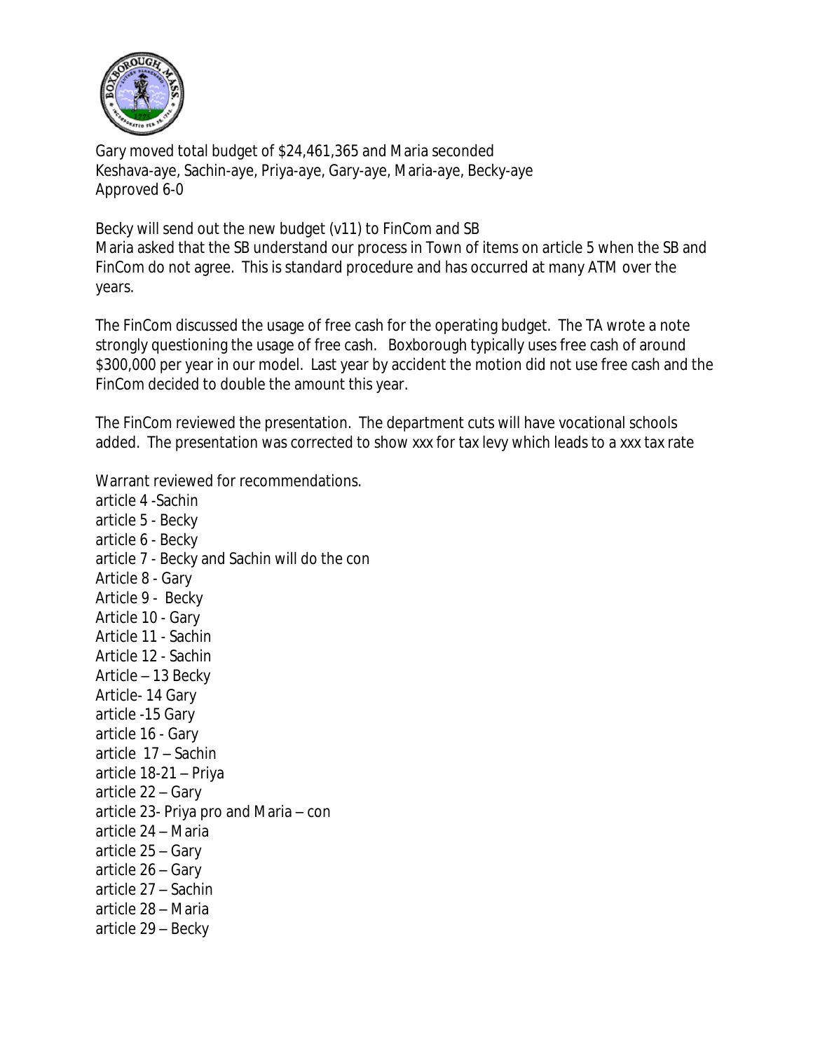Gary moved total budget of $24,461,365 and Maria seconded
Keshava-aye, Sachin-aye, Priya-aye, Gary-aye, Maria-aye, Becky-aye
Approved 6-0

Becky will send out the new budget (v11) to FinCom and SB
Maria asked that the SB understand our process in Town of items on article 5 when the SB and FinCom do not agree. This is standard procedure and has occurred at many ATM over the years.

The FinCom discussed the usage of free cash for the operating budget. The TA wrote a note strongly questioning the usage of free cash. Boxborough typically uses free cash of around $300,000 per year in our model. Last year by accident the motion did not use free cash and the FinCom decided to double the amount this year.

The FinCom reviewed the presentation. The department cuts will have vocational schools added. The presentation was corrected to show xxx for tax levy which leads to a xxx tax rate

Warrant reviewed for recommendations.
article 4 -Sachin
article 5 - Becky
article 6 - Becky
article 7 - Becky and Sachin will do the con
Article 8 - Gary
Article 9 - Becky
Article 10 - Gary
Article 11 - Sachin
Article 12 - Sachin
Article – 13 Becky
Article- 14 Gary
article -15 Gary
article 16 - Gary
article 17 – Sachin
article 18-21 – Priya
article 22 – Gary
article 23- Priya pro and Maria – con
article 24 – Maria
article 25 – Gary
article 26 – Gary
article 27 – Sachin
article 28 – Maria
article 29 – Becky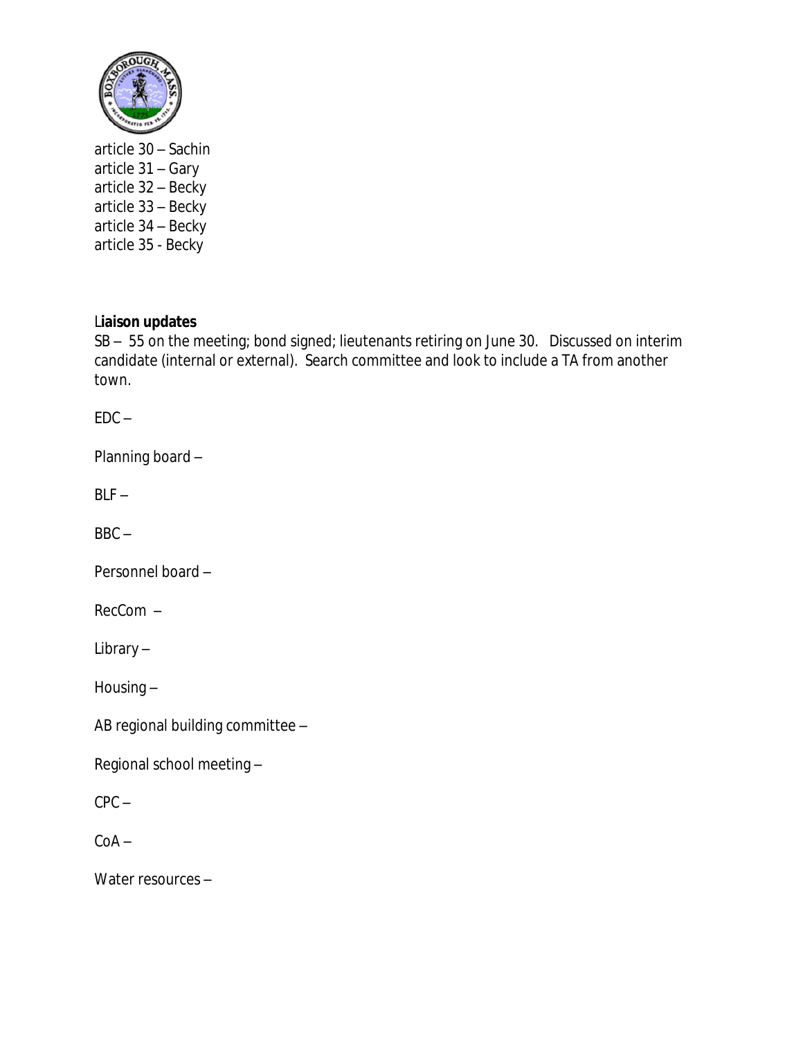article 30 – Sachin
article 31 – Gary
article 32 – Becky
article 33 – Becky
article 34 – Becky
article 35 - Becky

**Liaison updates**

SB – 55 on the meeting; bond signed; lieutenants retiring on June 30. Discussed on interim candidate (internal or external). Search committee and look to include a TA from another town.

EDC –

Planning board –

BLF –

BBC –

Personnel board –

RecCom –

Library –

Housing –

AB regional building committee –

Regional school meeting –

CPC –

CoA –

Water resources –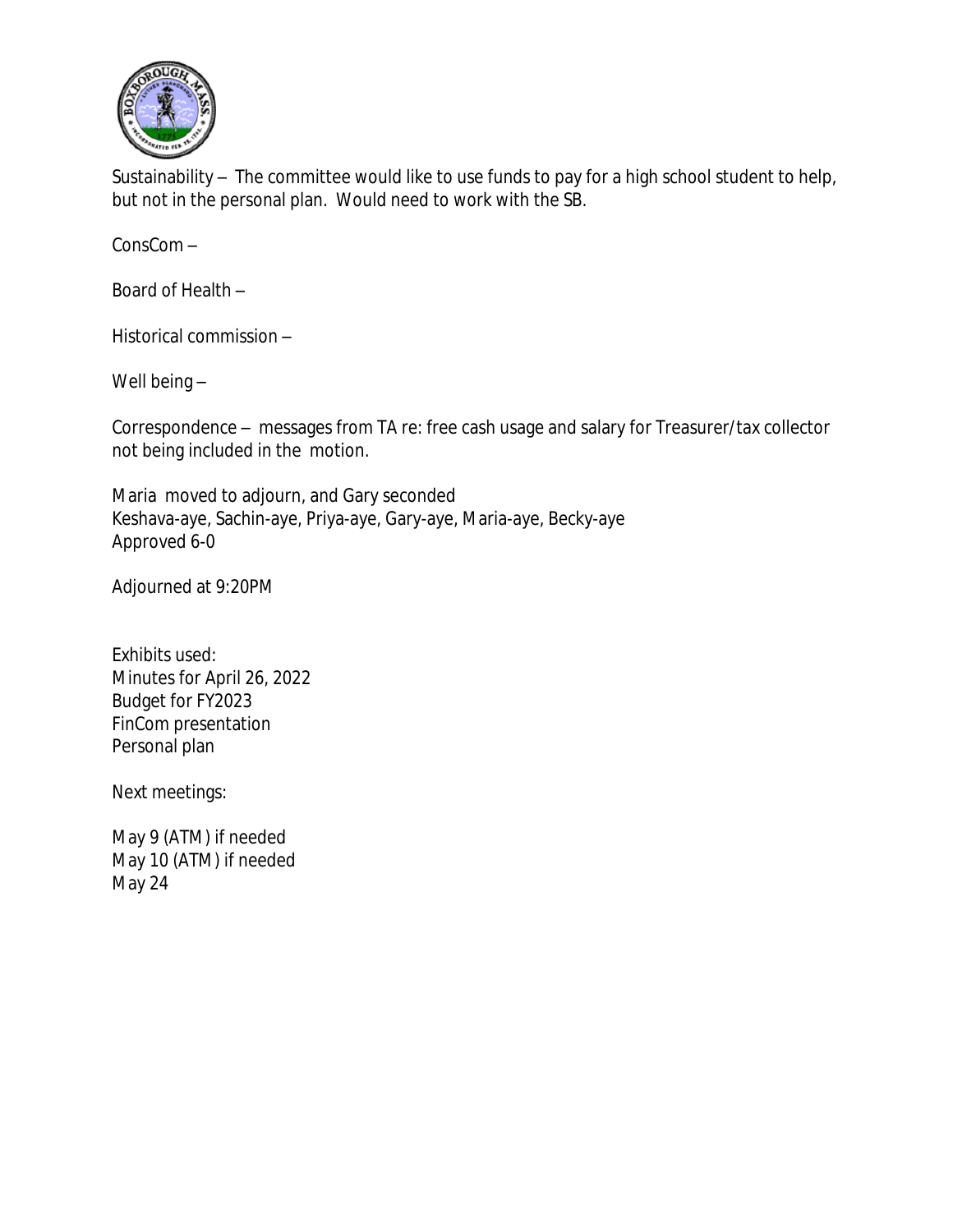Sustainability – The committee would like to use funds to pay for a high school student to help, but not in the personal plan. Would need to work with the SB.

ConsCom –

Board of Health –

Historical commission –

Well being –

Correspondence – messages from TA re: free cash usage and salary for Treasurer/tax collector not being included in the motion.

Maria moved to adjourn, and Gary seconded
Keshava-aye, Sachin-aye, Priya-aye, Gary-aye, Maria-aye, Becky-aye
Approved 6-0

Adjourned at 9:20PM

Exhibits used:
Minutes for April 26, 2022
Budget for FY2023
FinCom presentation
Personal plan

Next meetings:

May 9 (ATM) if needed
May 10 (ATM) if needed
May 24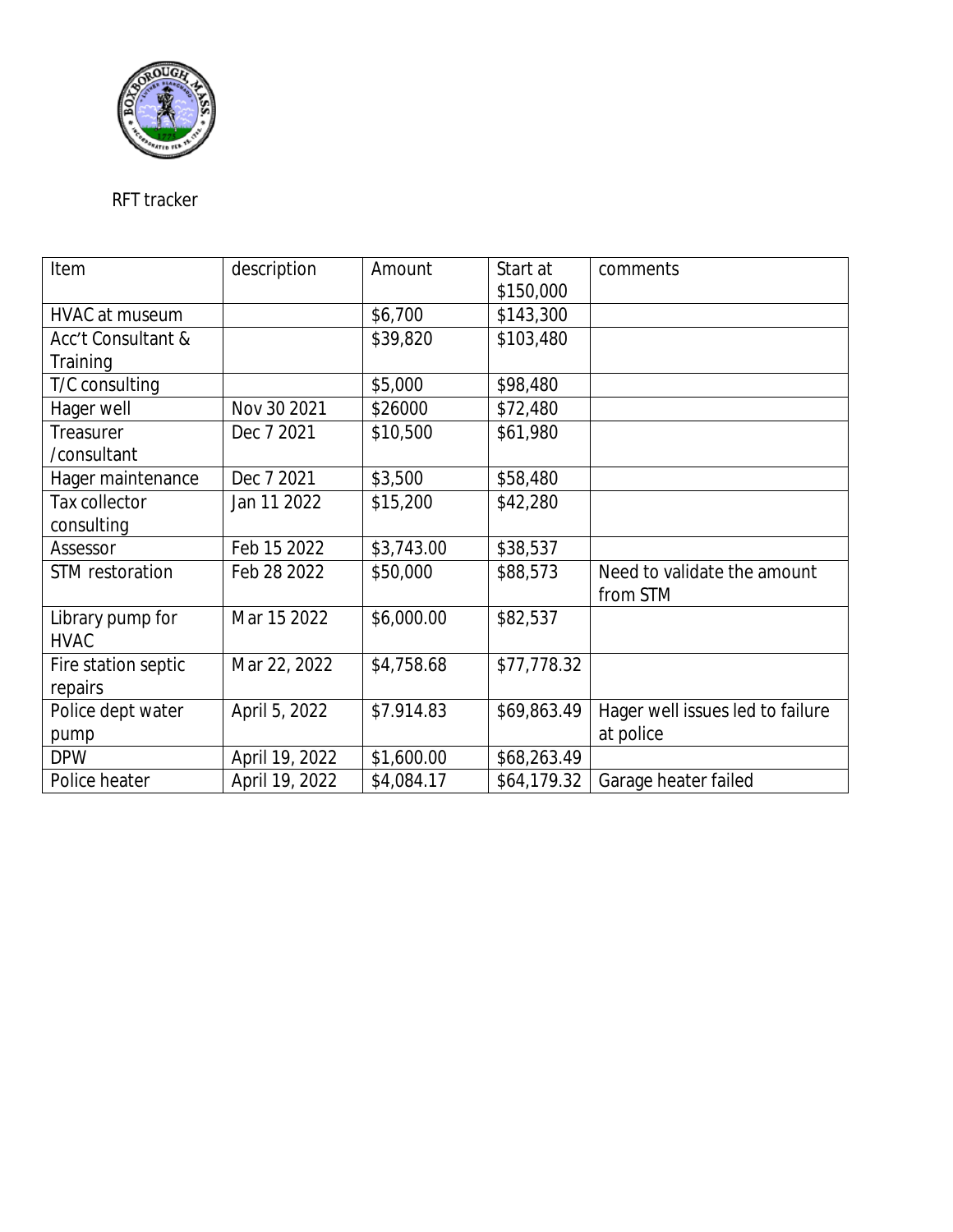RFT tracker

| Item | description | Amount | Start at $150,000 | comments |
| --- | --- | --- | --- | --- |
| HVAC at museum | | $6,700 | $143,300 | |
| Acc't Consultant & Training | | $39,820 | $103,480 | |
| T/C consulting | | $5,000 | $98,480 | |
| Hager well | Nov 30 2021 | $26000 | $72,480 | |
| Treasurer /consultant | Dec 7 2021 | $10,500 | $61,980 | |
| Hager maintenance | Dec 7 2021 | $3,500 | $58,480 | |
| Tax collector consulting | Jan 11 2022 | $15,200 | $42,280 | |
| Assessor | Feb 15 2022 | $3,743.00 | $38,537 | |
| STM restoration | Feb 28 2022 | $50,000 | $88,573 | Need to validate the amount from STM |
| Library pump for HVAC | Mar 15 2022 | $6,000.00 | $82,537 | |
| Fire station septic repairs | Mar 22, 2022 | $4,758.68 | $77,778.32 | |
| Police dept water pump | April 5, 2022 | $7.914.83 | $69,863.49 | Hager well issues led to failure at police |
| DPW | April 19, 2022 | $1,600.00 | $68,263.49 | |
| Police heater | April 19, 2022 | $4,084.17 | $64,179.32 | Garage heater failed |